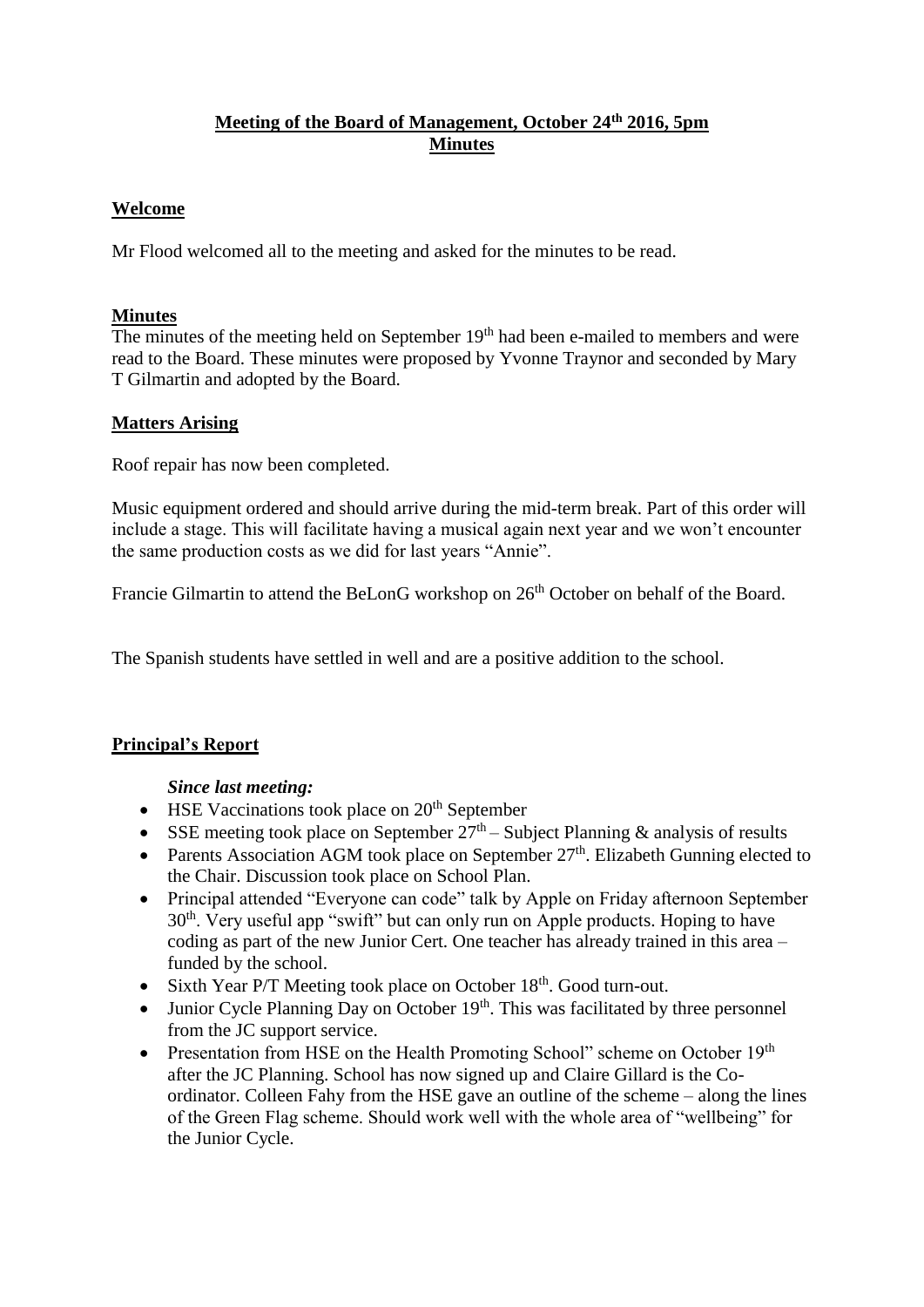# **Meeting of the Board of Management, October 24th 2016, 5pm**
# **Minutes**

## **Welcome**

Mr Flood welcomed all to the meeting and asked for the minutes to be read.

## **Minutes**

The minutes of the meeting held on September 19th had been e-mailed to members and were read to the Board. These minutes were proposed by Yvonne Traynor and seconded by Mary T Gilmartin and adopted by the Board.

## **Matters Arising**

Roof repair has now been completed.

Music equipment ordered and should arrive during the mid-term break. Part of this order will include a stage. This will facilitate having a musical again next year and we won't encounter the same production costs as we did for last years "Annie".

Francie Gilmartin to attend the BeLonG workshop on 26th October on behalf of the Board.

The Spanish students have settled in well and are a positive addition to the school.

## **Principal's Report**

***Since last meeting:***

- HSE Vaccinations took place on 20th September
- SSE meeting took place on September 27th – Subject Planning & analysis of results
- Parents Association AGM took place on September 27th. Elizabeth Gunning elected to the Chair. Discussion took place on School Plan.
- Principal attended "Everyone can code" talk by Apple on Friday afternoon September 30th. Very useful app "swift" but can only run on Apple products. Hoping to have coding as part of the new Junior Cert. One teacher has already trained in this area – funded by the school.
- Sixth Year P/T Meeting took place on October 18th. Good turn-out.
- Junior Cycle Planning Day on October 19th. This was facilitated by three personnel from the JC support service.
- Presentation from HSE on the Health Promoting School" scheme on October 19th after the JC Planning. School has now signed up and Claire Gillard is the Co-ordinator. Colleen Fahy from the HSE gave an outline of the scheme – along the lines of the Green Flag scheme. Should work well with the whole area of "wellbeing" for the Junior Cycle.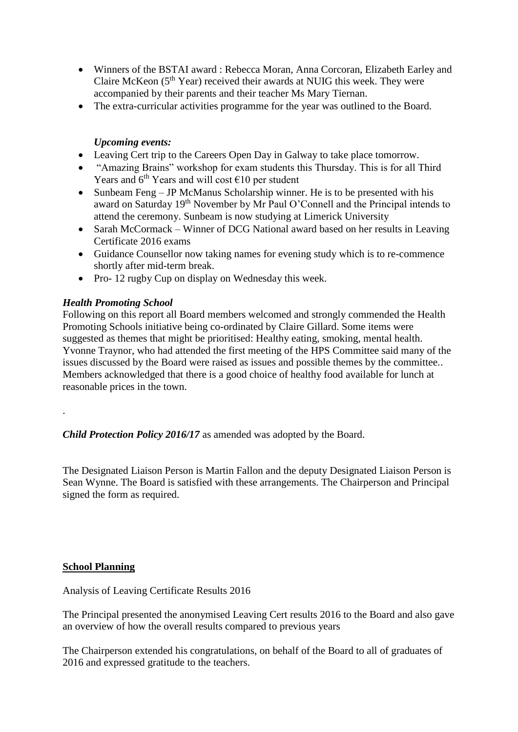- Winners of the BSTAI award : Rebecca Moran, Anna Corcoran, Elizabeth Earley and Claire McKeon (5th Year) received their awards at NUIG this week. They were accompanied by their parents and their teacher Ms Mary Tiernan.
- The extra-curricular activities programme for the year was outlined to the Board.

***Upcoming events:***

- Leaving Cert trip to the Careers Open Day in Galway to take place tomorrow.
- "Amazing Brains" workshop for exam students this Thursday. This is for all Third Years and 6th Years and will cost €10 per student
- Sunbeam Feng – JP McManus Scholarship winner. He is to be presented with his award on Saturday 19th November by Mr Paul O'Connell and the Principal intends to attend the ceremony. Sunbeam is now studying at Limerick University
- Sarah McCormack – Winner of DCG National award based on her results in Leaving Certificate 2016 exams
- Guidance Counsellor now taking names for evening study which is to re-commence shortly after mid-term break.
- Pro- 12 rugby Cup on display on Wednesday this week.

***Health Promoting School***

Following on this report all Board members welcomed and strongly commended the Health Promoting Schools initiative being co-ordinated by Claire Gillard. Some items were suggested as themes that might be prioritised: Healthy eating, smoking, mental health. Yvonne Traynor, who had attended the first meeting of the HPS Committee said many of the issues discussed by the Board were raised as issues and possible themes by the committee.. Members acknowledged that there is a good choice of healthy food available for lunch at reasonable prices in the town.

.

***Child Protection Policy 2016/17*** as amended was adopted by the Board.

The Designated Liaison Person is Martin Fallon and the deputy Designated Liaison Person is Sean Wynne. The Board is satisfied with these arrangements. The Chairperson and Principal signed the form as required.

**School Planning**

Analysis of Leaving Certificate Results 2016

The Principal presented the anonymised Leaving Cert results 2016 to the Board and also gave an overview of how the overall results compared to previous years

The Chairperson extended his congratulations, on behalf of the Board to all of graduates of 2016 and expressed gratitude to the teachers.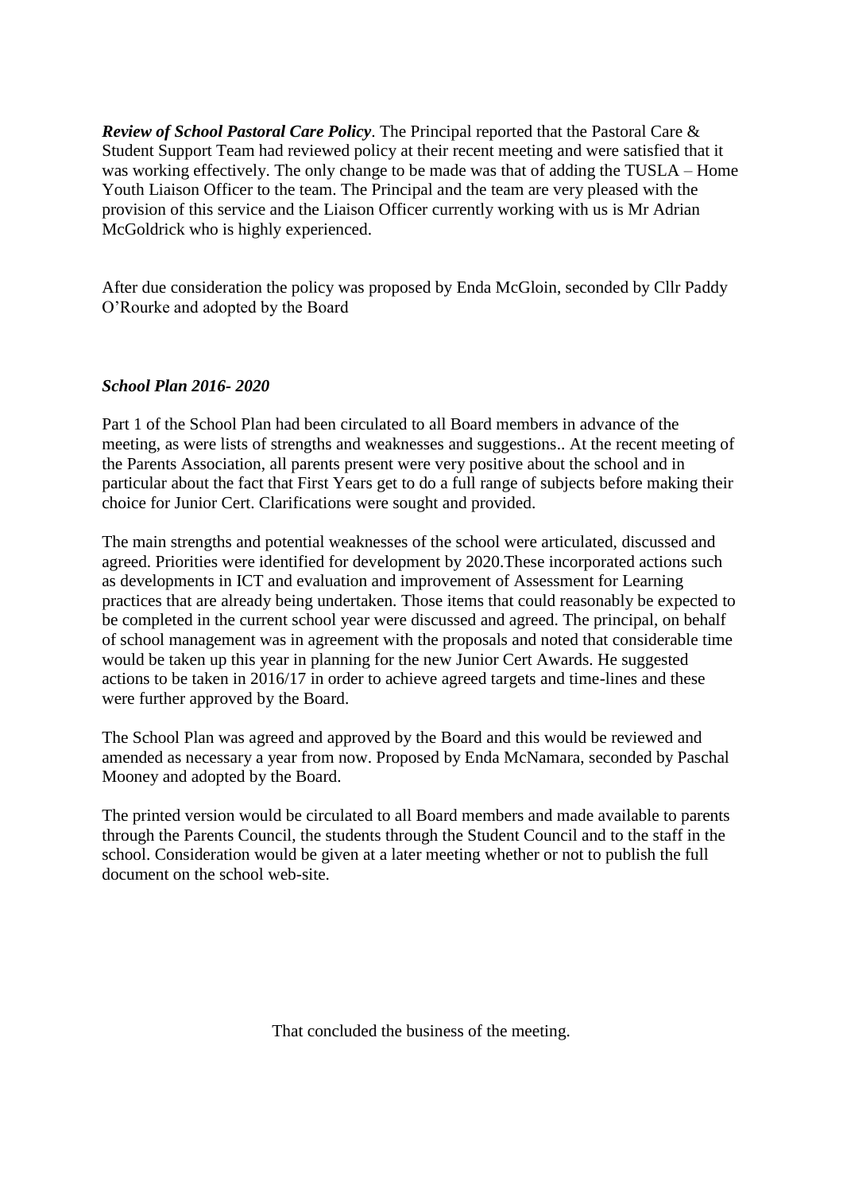***Review of School Pastoral Care Policy***. The Principal reported that the Pastoral Care & Student Support Team had reviewed policy at their recent meeting and were satisfied that it was working effectively. The only change to be made was that of adding the TUSLA – Home Youth Liaison Officer to the team. The Principal and the team are very pleased with the provision of this service and the Liaison Officer currently working with us is Mr Adrian McGoldrick who is highly experienced.

After due consideration the policy was proposed by Enda McGloin, seconded by Cllr Paddy O'Rourke and adopted by the Board

***School Plan 2016- 2020***

Part 1 of the School Plan had been circulated to all Board members in advance of the meeting, as were lists of strengths and weaknesses and suggestions.. At the recent meeting of the Parents Association, all parents present were very positive about the school and in particular about the fact that First Years get to do a full range of subjects before making their choice for Junior Cert. Clarifications were sought and provided.

The main strengths and potential weaknesses of the school were articulated, discussed and agreed. Priorities were identified for development by 2020.These incorporated actions such as developments in ICT and evaluation and improvement of Assessment for Learning practices that are already being undertaken. Those items that could reasonably be expected to be completed in the current school year were discussed and agreed. The principal, on behalf of school management was in agreement with the proposals and noted that considerable time would be taken up this year in planning for the new Junior Cert Awards. He suggested actions to be taken in 2016/17 in order to achieve agreed targets and time-lines and these were further approved by the Board.

The School Plan was agreed and approved by the Board and this would be reviewed and amended as necessary a year from now. Proposed by Enda McNamara, seconded by Paschal Mooney and adopted by the Board.

The printed version would be circulated to all Board members and made available to parents through the Parents Council, the students through the Student Council and to the staff in the school. Consideration would be given at a later meeting whether or not to publish the full document on the school web-site.

That concluded the business of the meeting.